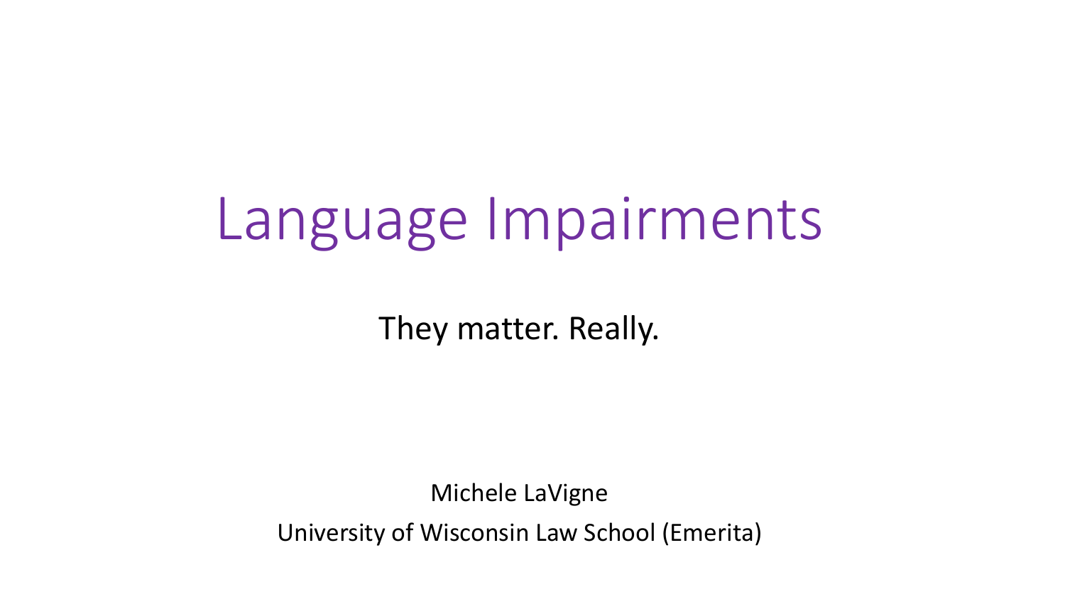# Language Impairments

They matter. Really.

Michele LaVigne

University of Wisconsin Law School (Emerita)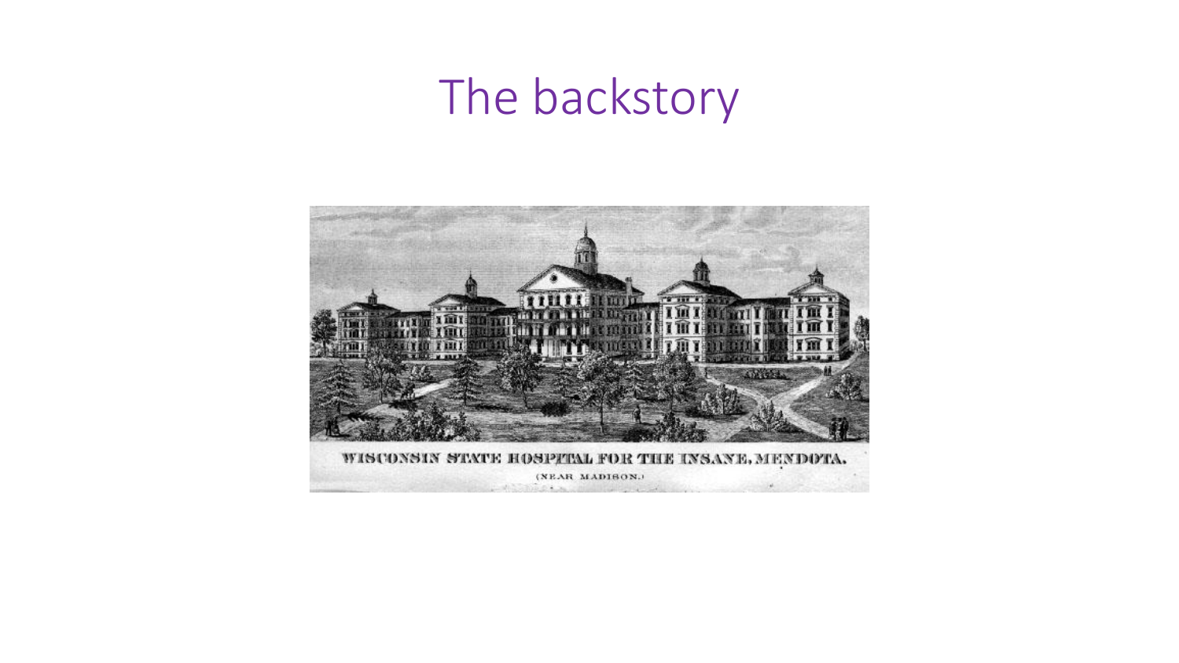# The backstory

WISCONSIN STATE HOSPITAL FOR THE INSANE, MENDOTA.

(NEAR MADISON.)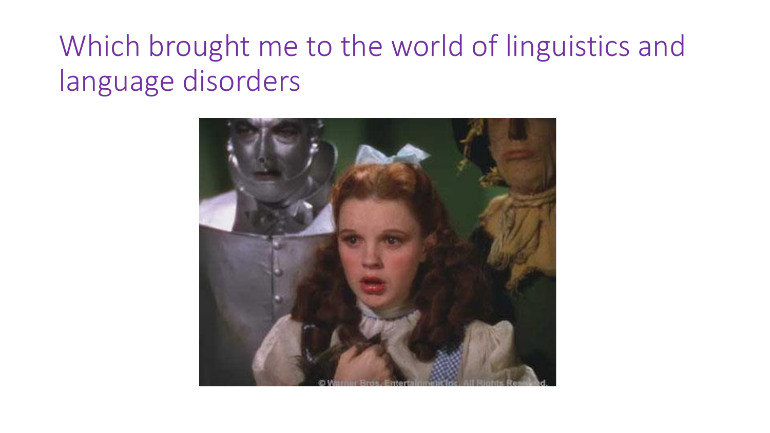# Which brought me to the world of linguistics and language disorders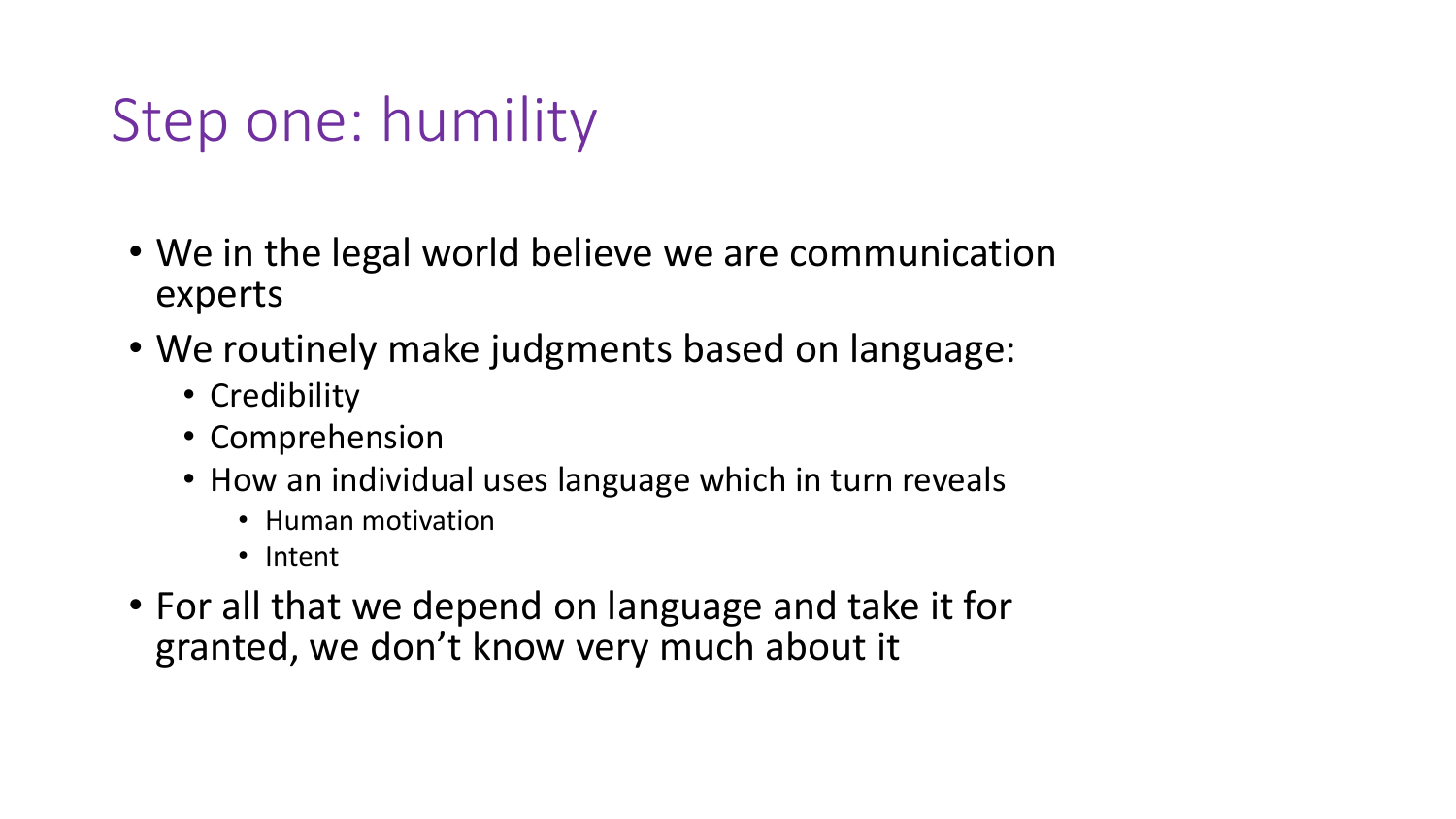# Step one: humility

- We in the legal world believe we are communication experts
- We routinely make judgments based on language:
  - Credibility
  - Comprehension
  - How an individual uses language which in turn reveals
    - Human motivation
    - Intent
- For all that we depend on language and take it for granted, we don't know very much about it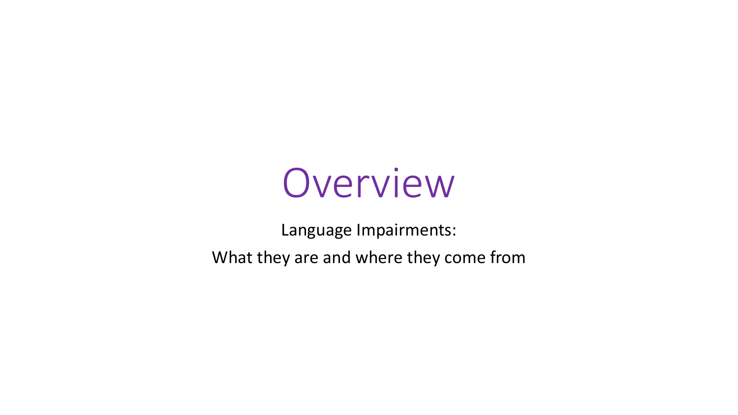# Overview

Language Impairments:

What they are and where they come from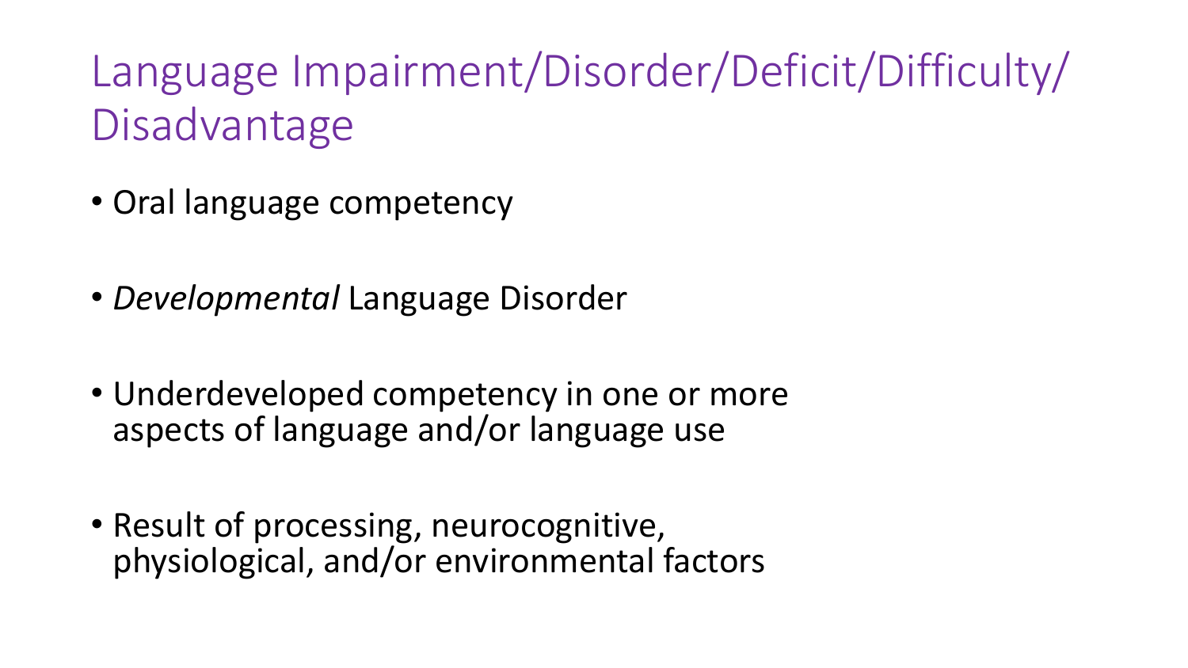# Language Impairment/Disorder/Deficit/Difficulty/ Disadvantage

- Oral language competency
- *Developmental* Language Disorder
- Underdeveloped competency in one or more aspects of language and/or language use
- Result of processing, neurocognitive, physiological, and/or environmental factors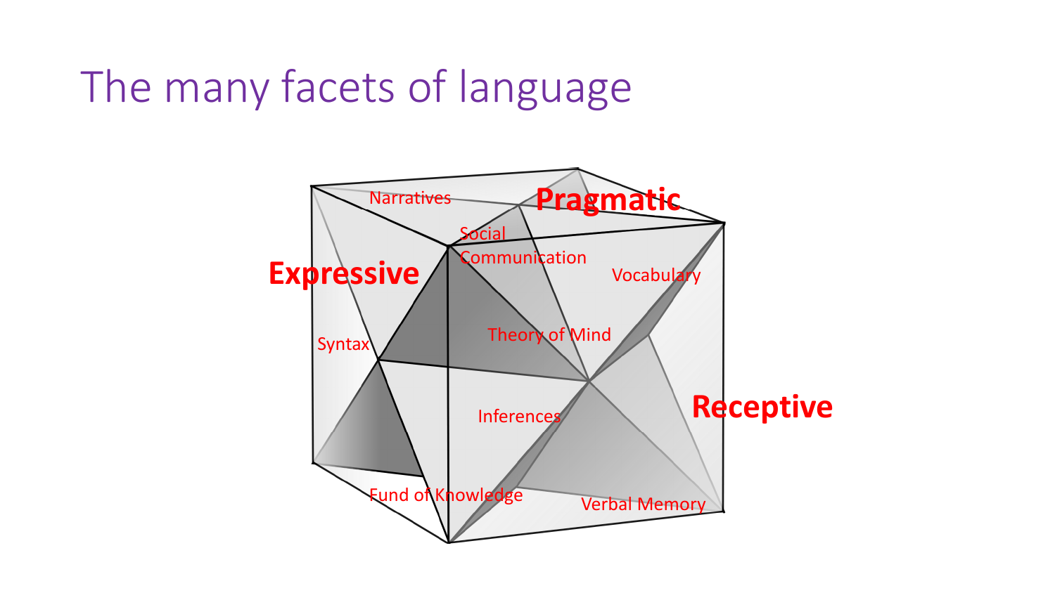# The many facets of language

Expressive

Pragmatic

Receptive

Narratives

Social Communication

Vocabulary

Syntax

Theory of Mind

Inferences

Fund of Knowledge

Verbal Memory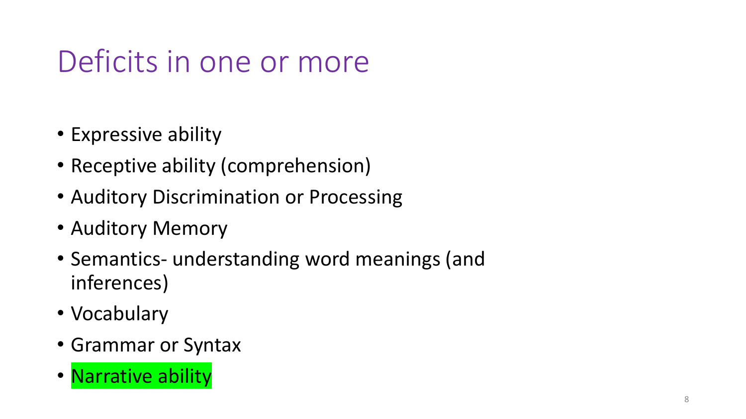# Deficits in one or more

- Expressive ability
- Receptive ability (comprehension)
- Auditory Discrimination or Processing
- Auditory Memory
- Semantics- understanding word meanings (and inferences)
- Vocabulary
- Grammar or Syntax
- Narrative ability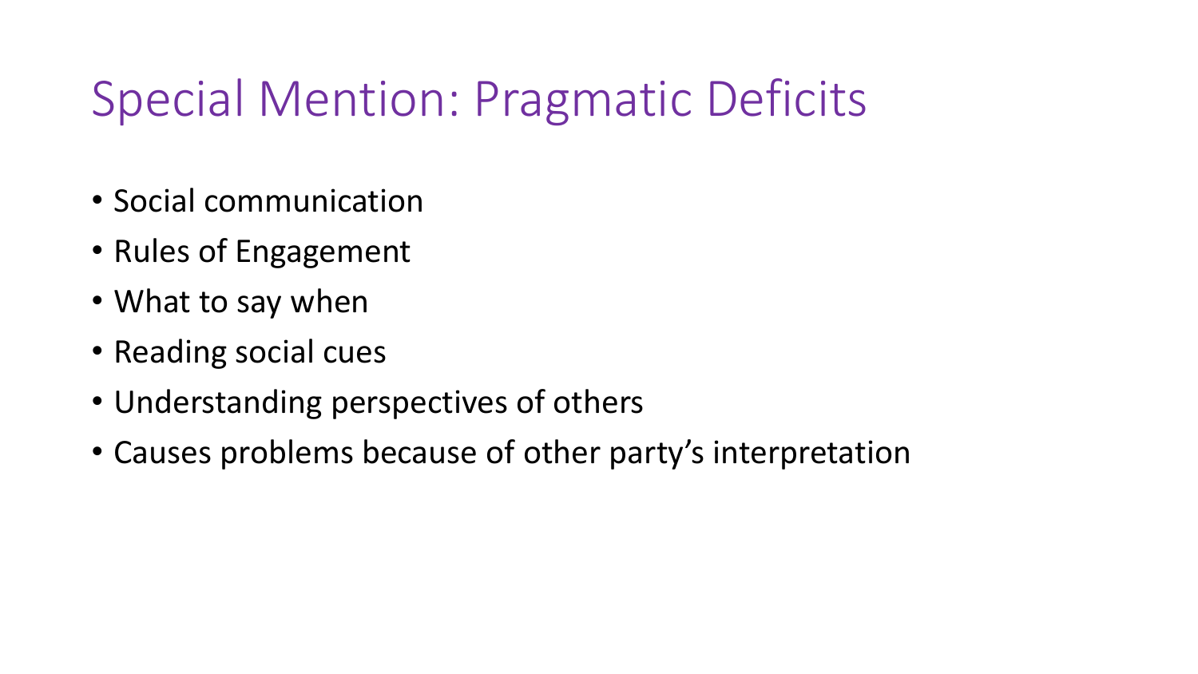# Special Mention: Pragmatic Deficits

- Social communication
- Rules of Engagement
- What to say when
- Reading social cues
- Understanding perspectives of others
- Causes problems because of other party's interpretation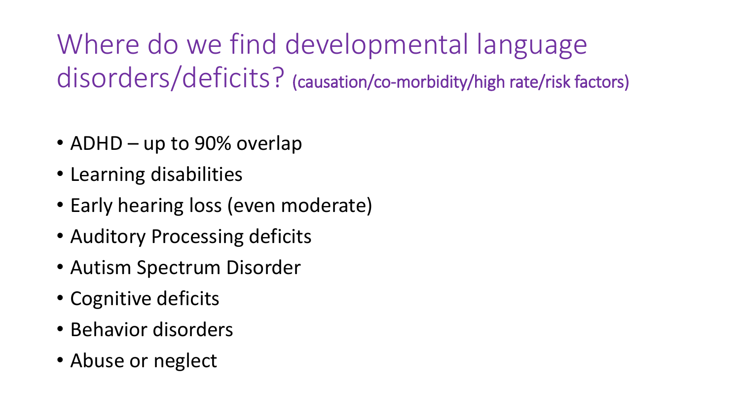# Where do we find developmental language disorders/deficits? (causation/co-morbidity/high rate/risk factors)

- ADHD – up to 90% overlap
- Learning disabilities
- Early hearing loss (even moderate)
- Auditory Processing deficits
- Autism Spectrum Disorder
- Cognitive deficits
- Behavior disorders
- Abuse or neglect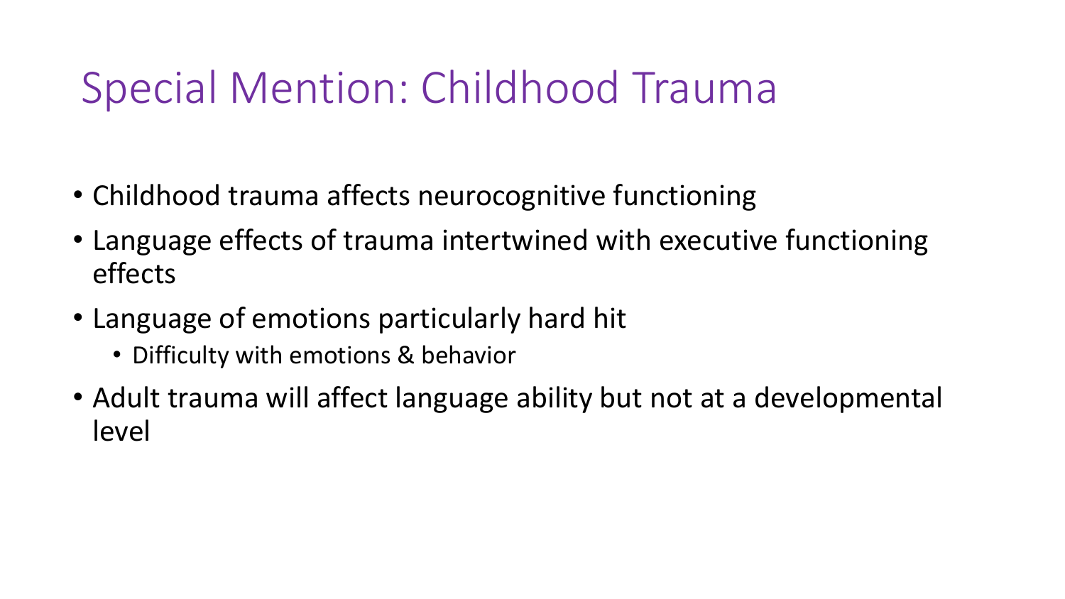# Special Mention: Childhood Trauma

- Childhood trauma affects neurocognitive functioning
- Language effects of trauma intertwined with executive functioning effects
- Language of emotions particularly hard hit
  - Difficulty with emotions & behavior
- Adult trauma will affect language ability but not at a developmental level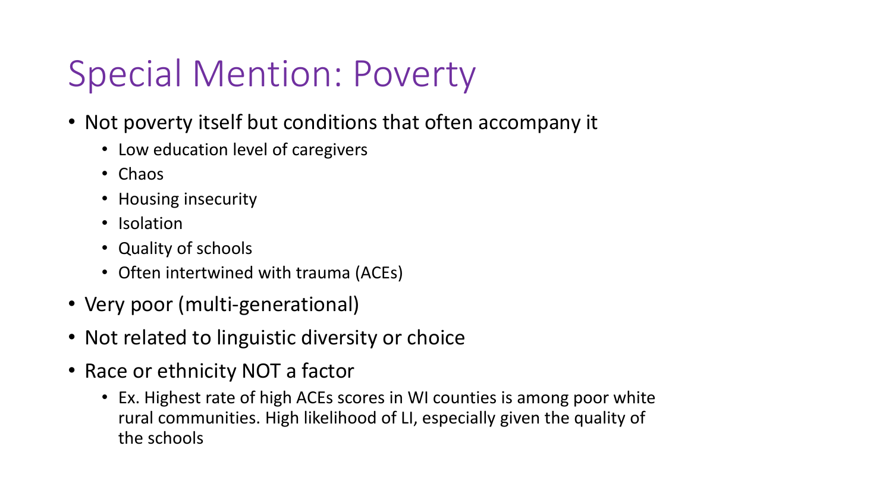# Special Mention: Poverty

- Not poverty itself but conditions that often accompany it
  - Low education level of caregivers
  - Chaos
  - Housing insecurity
  - Isolation
  - Quality of schools
  - Often intertwined with trauma (ACEs)
- Very poor (multi-generational)
- Not related to linguistic diversity or choice
- Race or ethnicity NOT a factor
  - Ex. Highest rate of high ACEs scores in WI counties is among poor white rural communities. High likelihood of LI, especially given the quality of the schools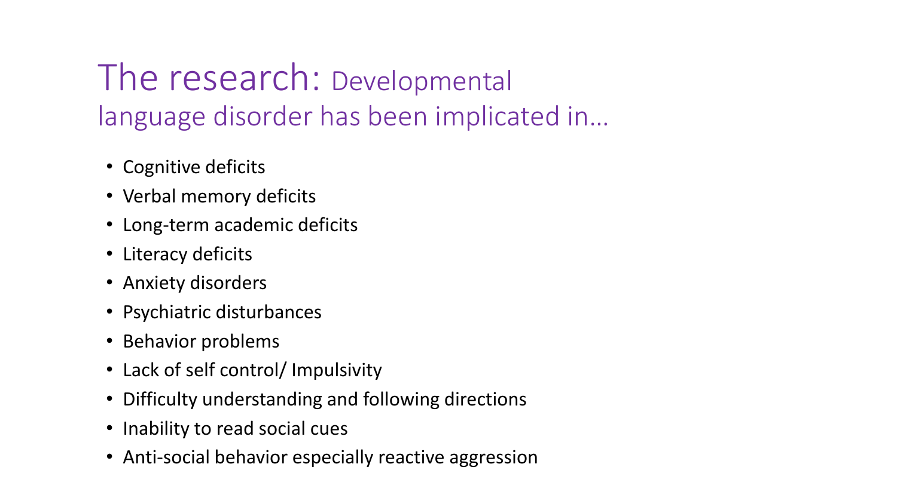# The research: Developmental language disorder has been implicated in…

- Cognitive deficits
- Verbal memory deficits
- Long-term academic deficits
- Literacy deficits
- Anxiety disorders
- Psychiatric disturbances
- Behavior problems
- Lack of self control/ Impulsivity
- Difficulty understanding and following directions
- Inability to read social cues
- Anti-social behavior especially reactive aggression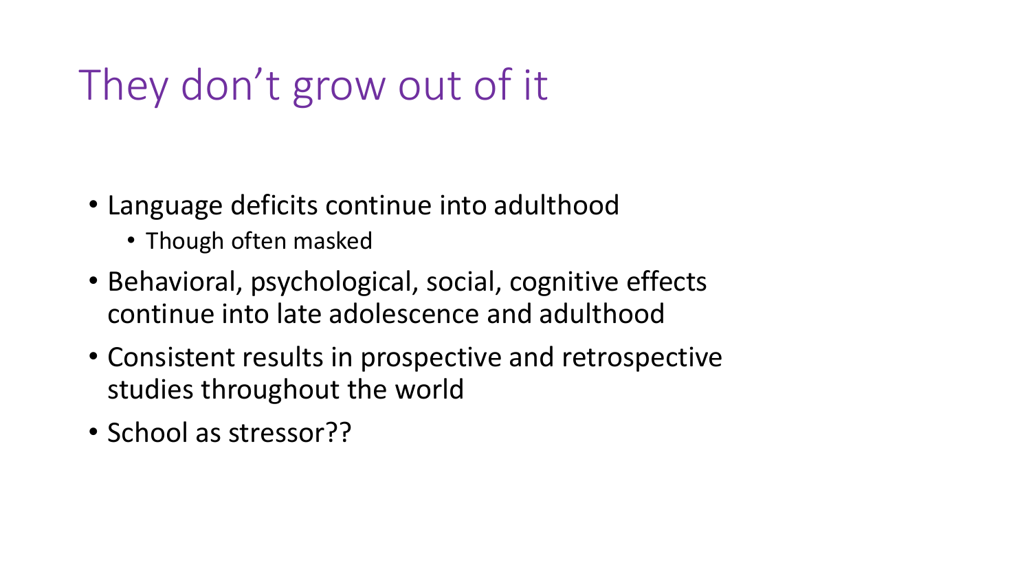# They don't grow out of it

- Language deficits continue into adulthood
  - Though often masked
- Behavioral, psychological, social, cognitive effects continue into late adolescence and adulthood
- Consistent results in prospective and retrospective studies throughout the world
- School as stressor??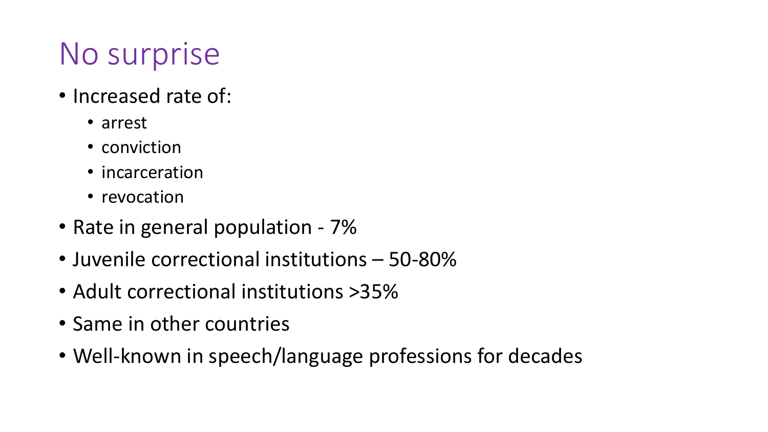# No surprise

- Increased rate of:
  - arrest
  - conviction
  - incarceration
  - revocation
- Rate in general population - 7%
- Juvenile correctional institutions – 50-80%
- Adult correctional institutions >35%
- Same in other countries
- Well-known in speech/language professions for decades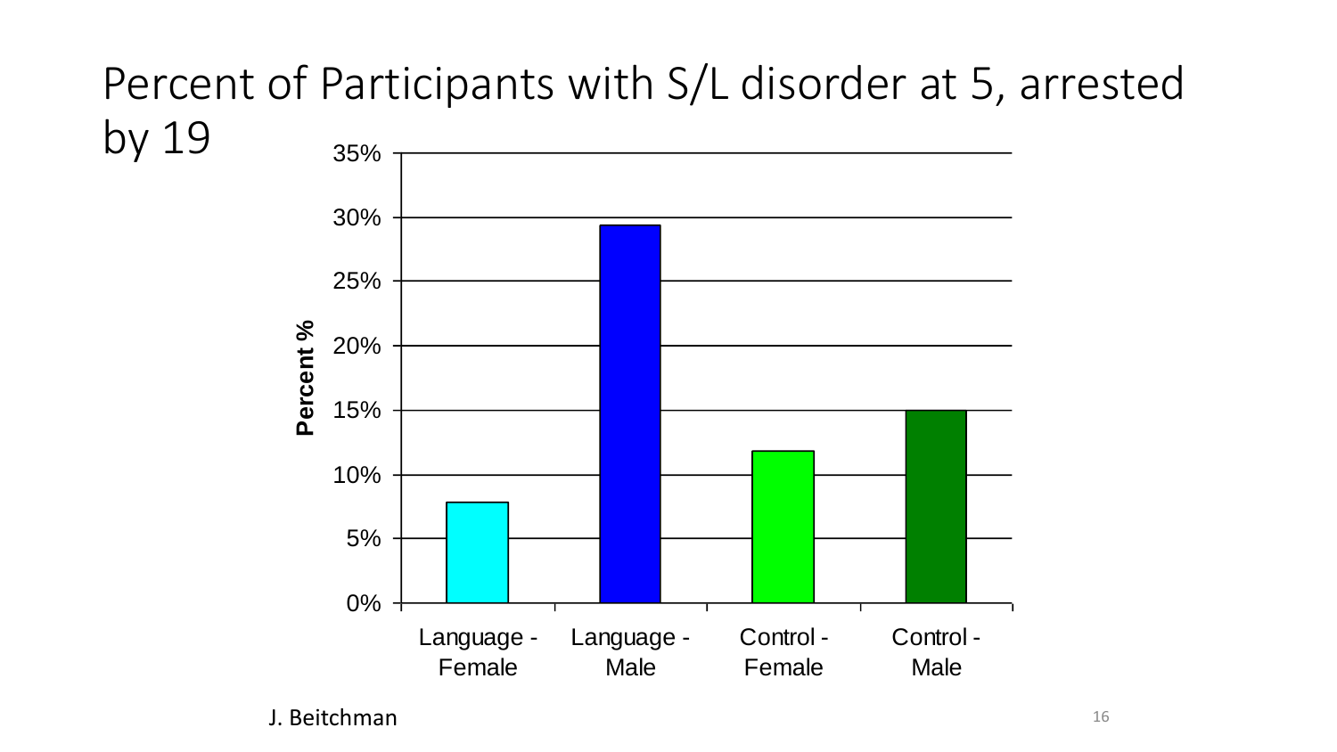# Percent of Participants with S/L disorder at 5, arrested by 19

| Group | Percent % |
|---|---|
| Language - Female | ~8% |
| Language - Male | ~29% |
| Control - Female | ~12% |
| Control - Male | ~15% |

J. Beitchman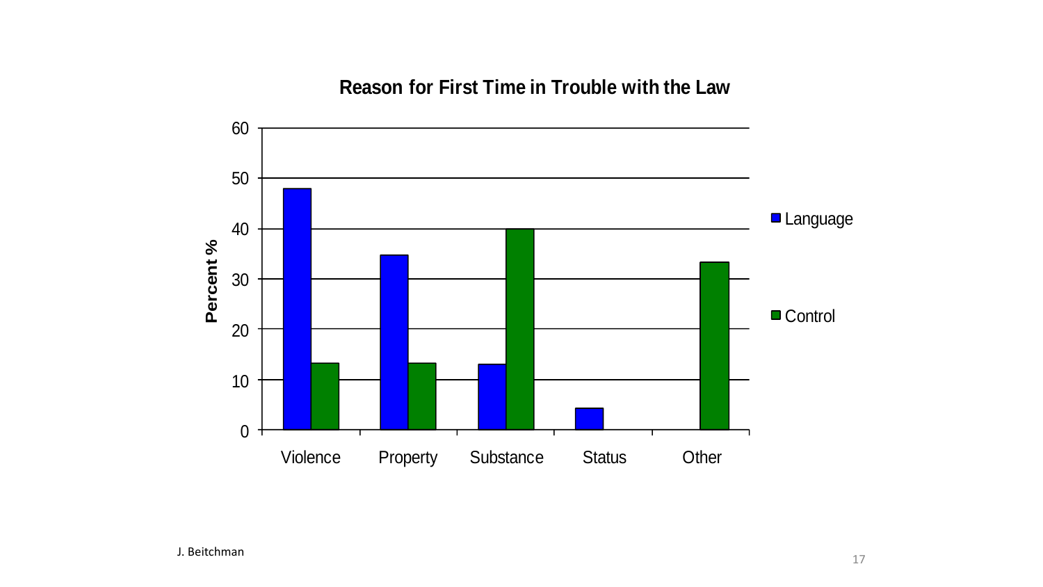## Reason for First Time in Trouble with the Law

Percent %

Categories: Violence, Property, Substance, Status, Other

Legend: Language, Control

J. Beitchman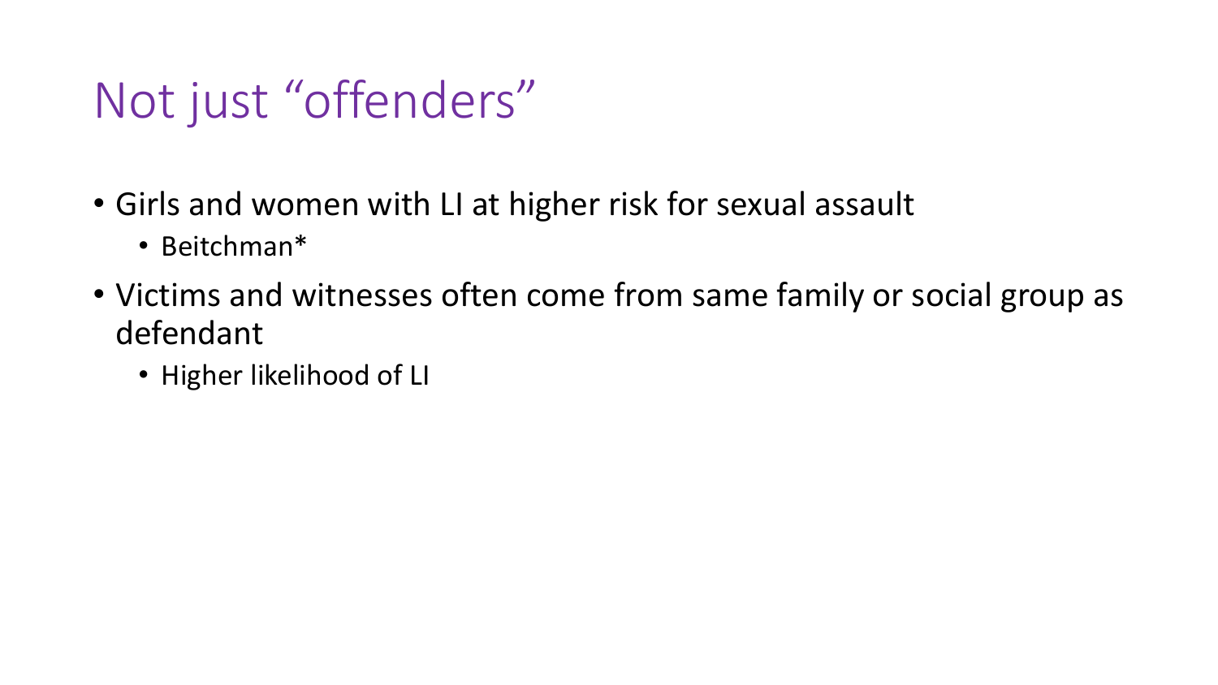# Not just “offenders”

- Girls and women with LI at higher risk for sexual assault
  - Beitchman*
- Victims and witnesses often come from same family or social group as defendant
  - Higher likelihood of LI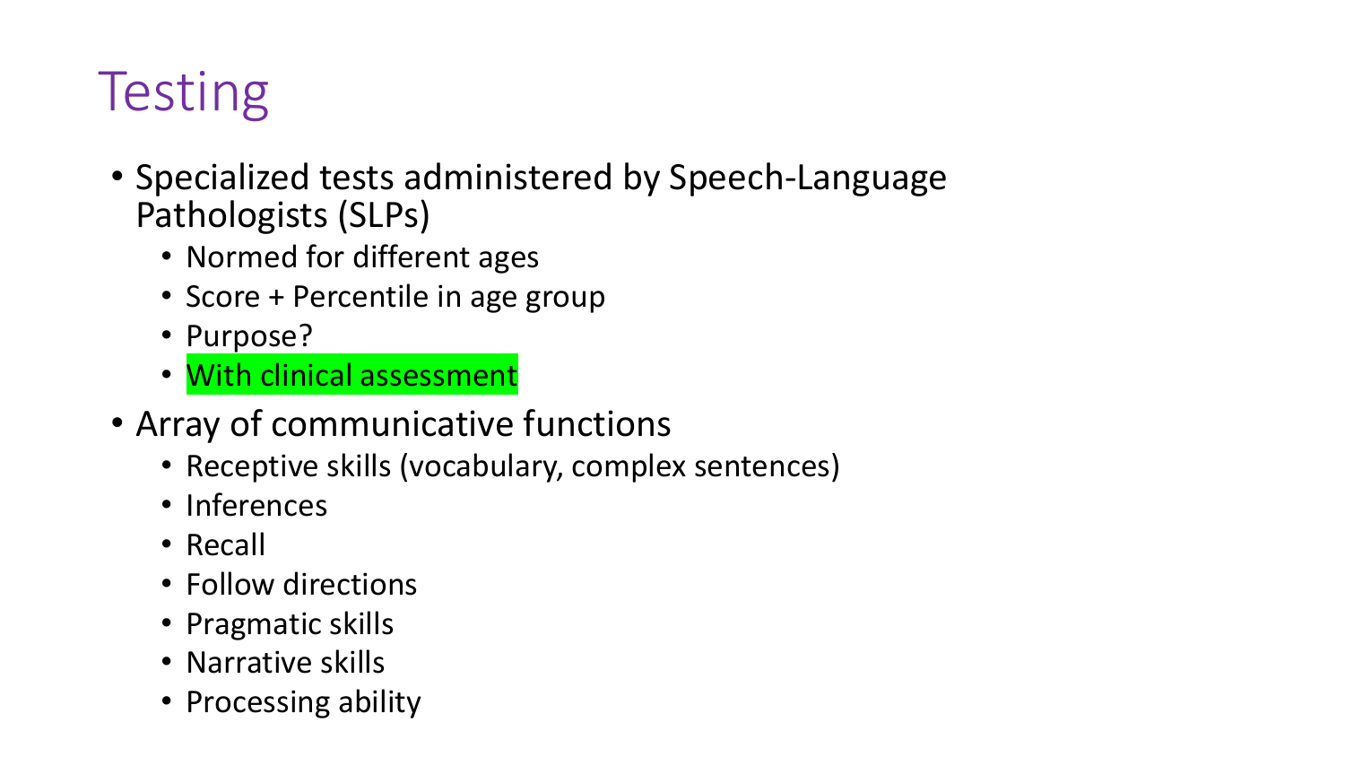# Testing

- Specialized tests administered by Speech-Language Pathologists (SLPs)
  - Normed for different ages
  - Score + Percentile in age group
  - Purpose?
  - With clinical assessment
- Array of communicative functions
  - Receptive skills (vocabulary, complex sentences)
  - Inferences
  - Recall
  - Follow directions
  - Pragmatic skills
  - Narrative skills
  - Processing ability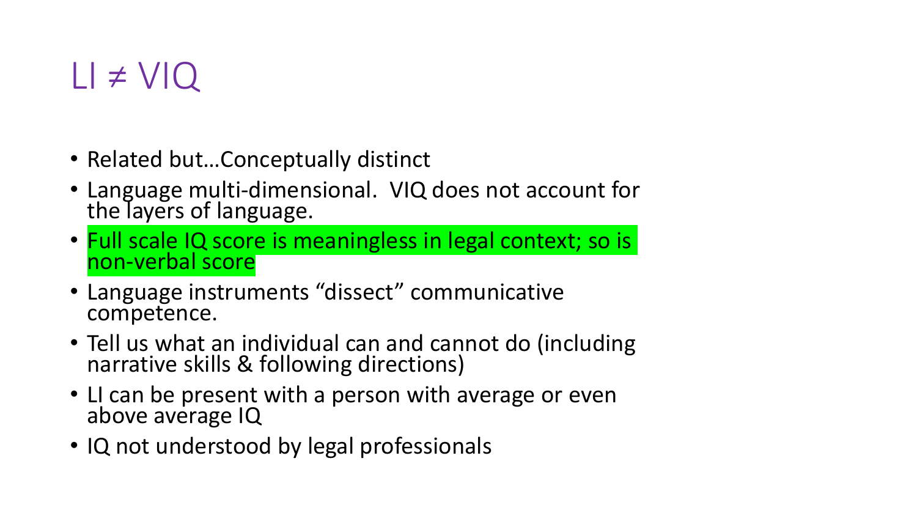# LI ≠ VIQ

- Related but…Conceptually distinct
- Language multi-dimensional. VIQ does not account for the layers of language.
- Full scale IQ score is meaningless in legal context; so is non-verbal score
- Language instruments "dissect" communicative competence.
- Tell us what an individual can and cannot do (including narrative skills & following directions)
- LI can be present with a person with average or even above average IQ
- IQ not understood by legal professionals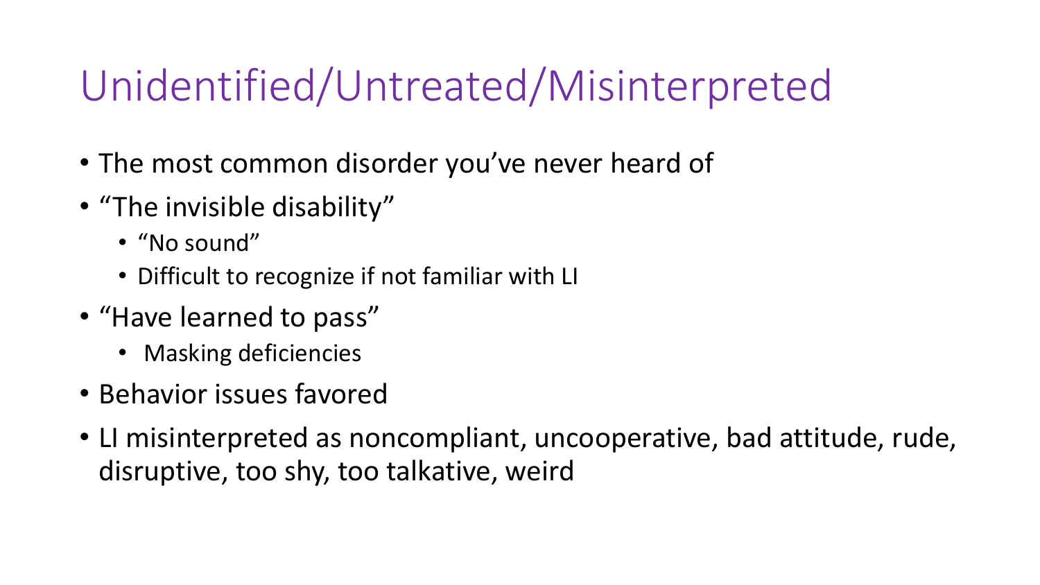# Unidentified/Untreated/Misinterpreted

- The most common disorder you've never heard of
- "The invisible disability"
  - "No sound"
  - Difficult to recognize if not familiar with LI
- "Have learned to pass"
  - Masking deficiencies
- Behavior issues favored
- LI misinterpreted as noncompliant, uncooperative, bad attitude, rude, disruptive, too shy, too talkative, weird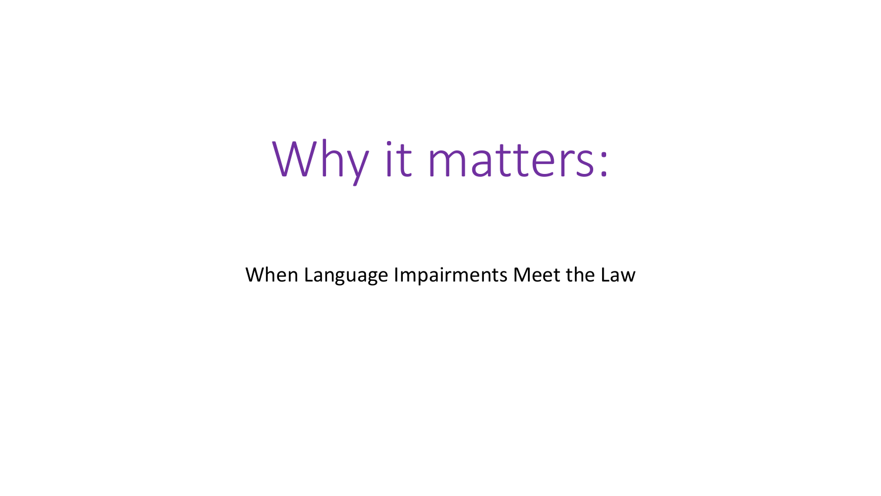# Why it matters:

When Language Impairments Meet the Law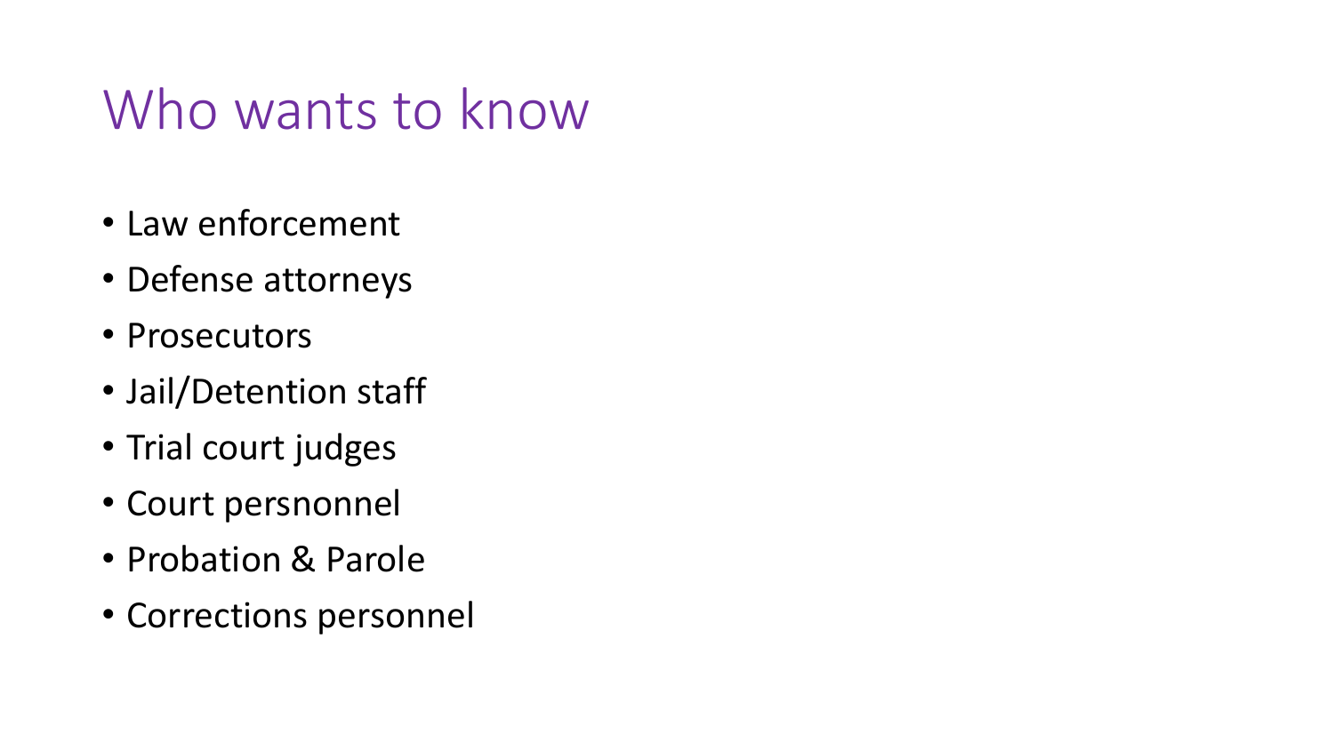# Who wants to know

- Law enforcement
- Defense attorneys
- Prosecutors
- Jail/Detention staff
- Trial court judges
- Court persnonnel
- Probation & Parole
- Corrections personnel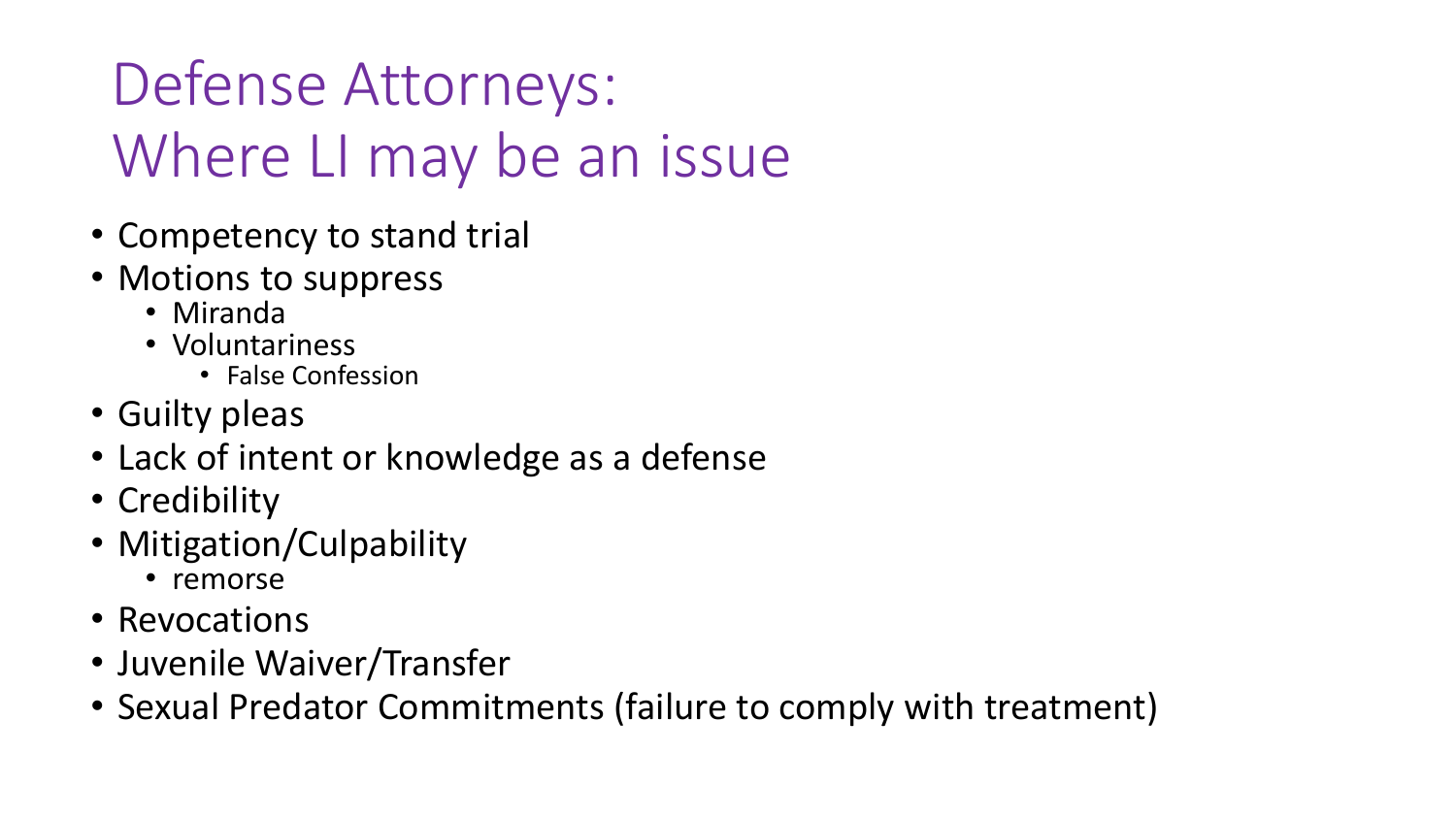# Defense Attorneys: Where LI may be an issue

- Competency to stand trial
- Motions to suppress
  - Miranda
  - Voluntariness
    - False Confession
- Guilty pleas
- Lack of intent or knowledge as a defense
- Credibility
- Mitigation/Culpability
  - remorse
- Revocations
- Juvenile Waiver/Transfer
- Sexual Predator Commitments (failure to comply with treatment)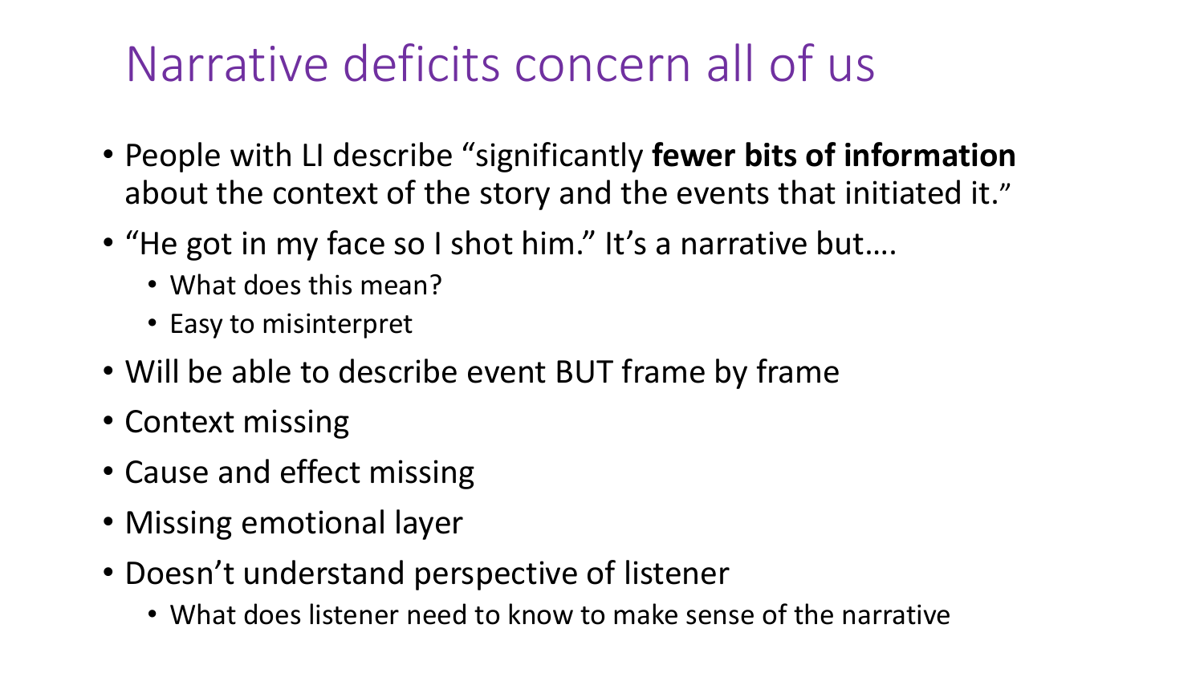# Narrative deficits concern all of us

- People with LI describe "significantly **fewer bits of information** about the context of the story and the events that initiated it."
- "He got in my face so I shot him." It's a narrative but….
  - What does this mean?
  - Easy to misinterpret
- Will be able to describe event BUT frame by frame
- Context missing
- Cause and effect missing
- Missing emotional layer
- Doesn't understand perspective of listener
  - What does listener need to know to make sense of the narrative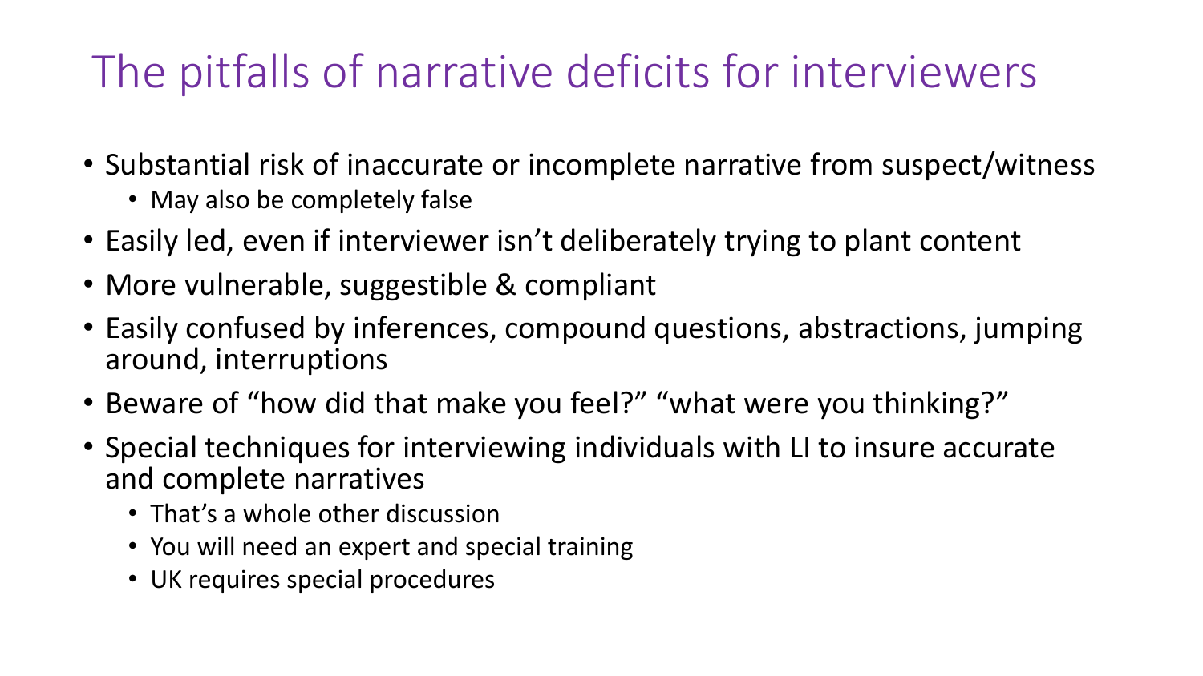# The pitfalls of narrative deficits for interviewers

- Substantial risk of inaccurate or incomplete narrative from suspect/witness
  - May also be completely false
- Easily led, even if interviewer isn't deliberately trying to plant content
- More vulnerable, suggestible & compliant
- Easily confused by inferences, compound questions, abstractions, jumping around, interruptions
- Beware of "how did that make you feel?" "what were you thinking?"
- Special techniques for interviewing individuals with LI to insure accurate and complete narratives
  - That's a whole other discussion
  - You will need an expert and special training
  - UK requires special procedures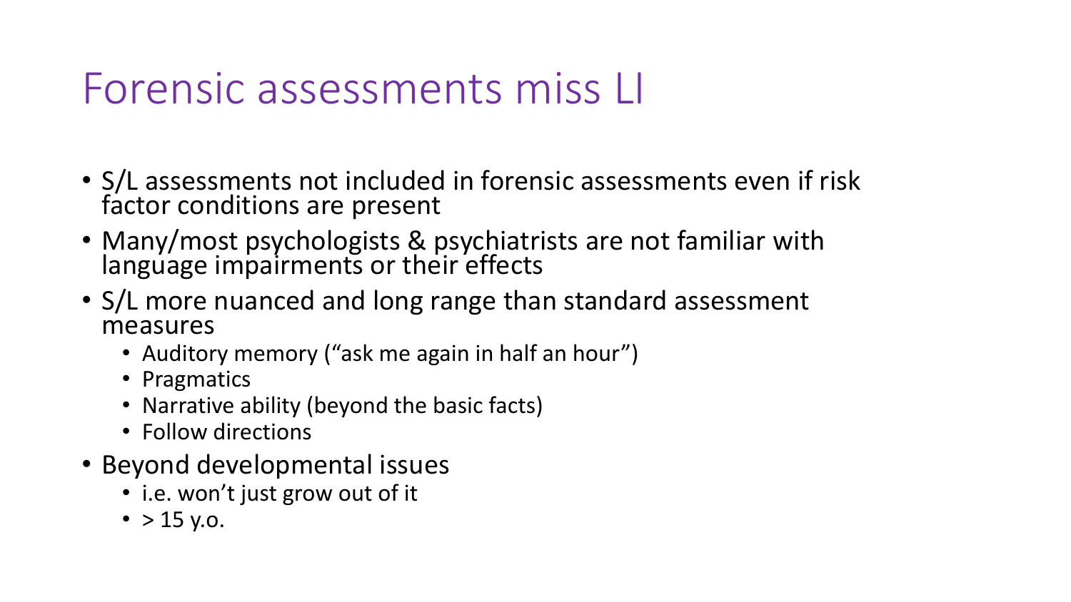# Forensic assessments miss LI

- S/L assessments not included in forensic assessments even if risk factor conditions are present
- Many/most psychologists & psychiatrists are not familiar with language impairments or their effects
- S/L more nuanced and long range than standard assessment measures
  - Auditory memory ("ask me again in half an hour")
  - Pragmatics
  - Narrative ability (beyond the basic facts)
  - Follow directions
- Beyond developmental issues
  - i.e. won't just grow out of it
  - > 15 y.o.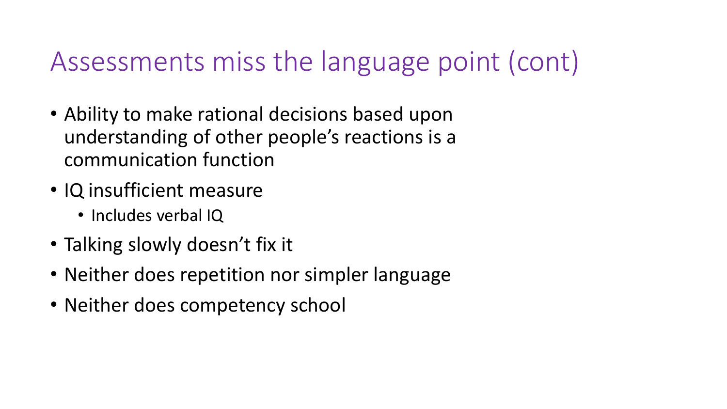# Assessments miss the language point (cont)

- Ability to make rational decisions based upon understanding of other people's reactions is a communication function
- IQ insufficient measure
  - Includes verbal IQ
- Talking slowly doesn't fix it
- Neither does repetition nor simpler language
- Neither does competency school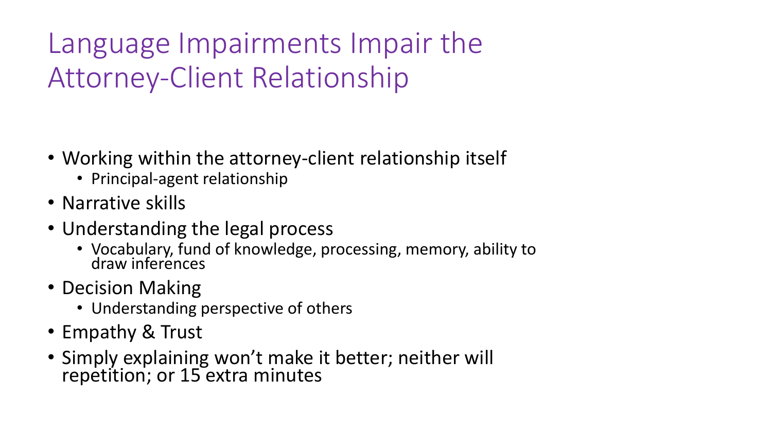# Language Impairments Impair the Attorney-Client Relationship

- Working within the attorney-client relationship itself
  - Principal-agent relationship
- Narrative skills
- Understanding the legal process
  - Vocabulary, fund of knowledge, processing, memory, ability to draw inferences
- Decision Making
  - Understanding perspective of others
- Empathy & Trust
- Simply explaining won't make it better; neither will repetition; or 15 extra minutes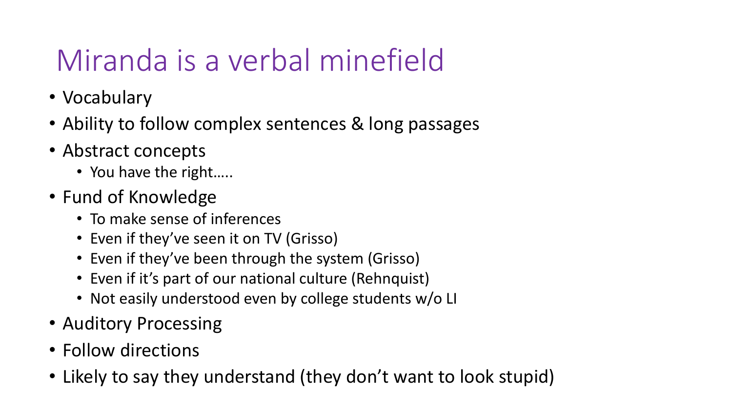# Miranda is a verbal minefield

- Vocabulary
- Ability to follow complex sentences & long passages
- Abstract concepts
  - You have the right…..
- Fund of Knowledge
  - To make sense of inferences
  - Even if they've seen it on TV (Grisso)
  - Even if they've been through the system (Grisso)
  - Even if it's part of our national culture (Rehnquist)
  - Not easily understood even by college students w/o LI
- Auditory Processing
- Follow directions
- Likely to say they understand (they don't want to look stupid)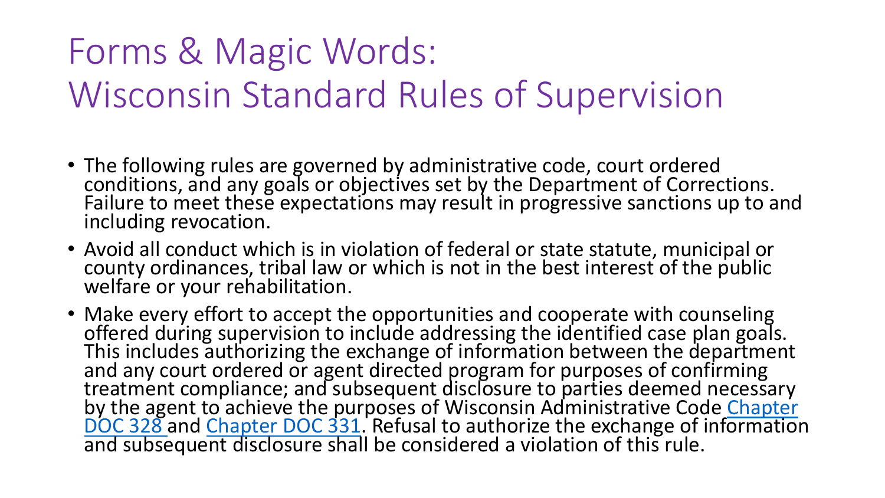# Forms & Magic Words: Wisconsin Standard Rules of Supervision

- The following rules are governed by administrative code, court ordered conditions, and any goals or objectives set by the Department of Corrections. Failure to meet these expectations may result in progressive sanctions up to and including revocation.
- Avoid all conduct which is in violation of federal or state statute, municipal or county ordinances, tribal law or which is not in the best interest of the public welfare or your rehabilitation.
- Make every effort to accept the opportunities and cooperate with counseling offered during supervision to include addressing the identified case plan goals. This includes authorizing the exchange of information between the department and any court ordered or agent directed program for purposes of confirming treatment compliance; and subsequent disclosure to parties deemed necessary by the agent to achieve the purposes of Wisconsin Administrative Code Chapter DOC 328 and Chapter DOC 331. Refusal to authorize the exchange of information and subsequent disclosure shall be considered a violation of this rule.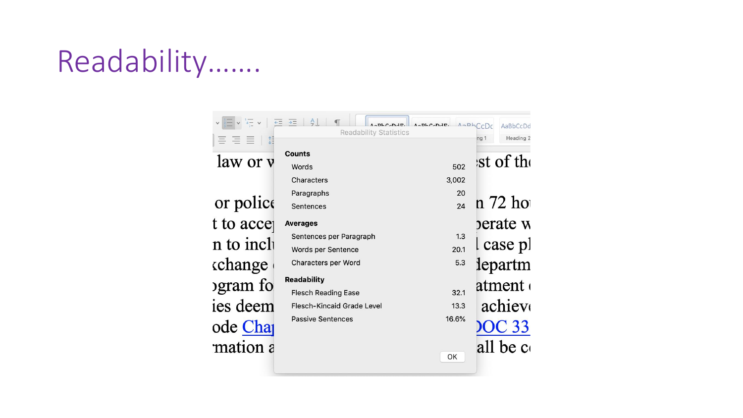# Readability…….

**Readability Statistics**

| Counts | |
|---|---|
| Words | 502 |
| Characters | 3,002 |
| Paragraphs | 20 |
| Sentences | 24 |
| **Averages** | |
| Sentences per Paragraph | 1.3 |
| Words per Sentence | 20.1 |
| Characters per Word | 5.3 |
| **Readability** | |
| Flesch Reading Ease | 32.1 |
| Flesch-Kincaid Grade Level | 13.3 |
| Passive Sentences | 16.6% |

OK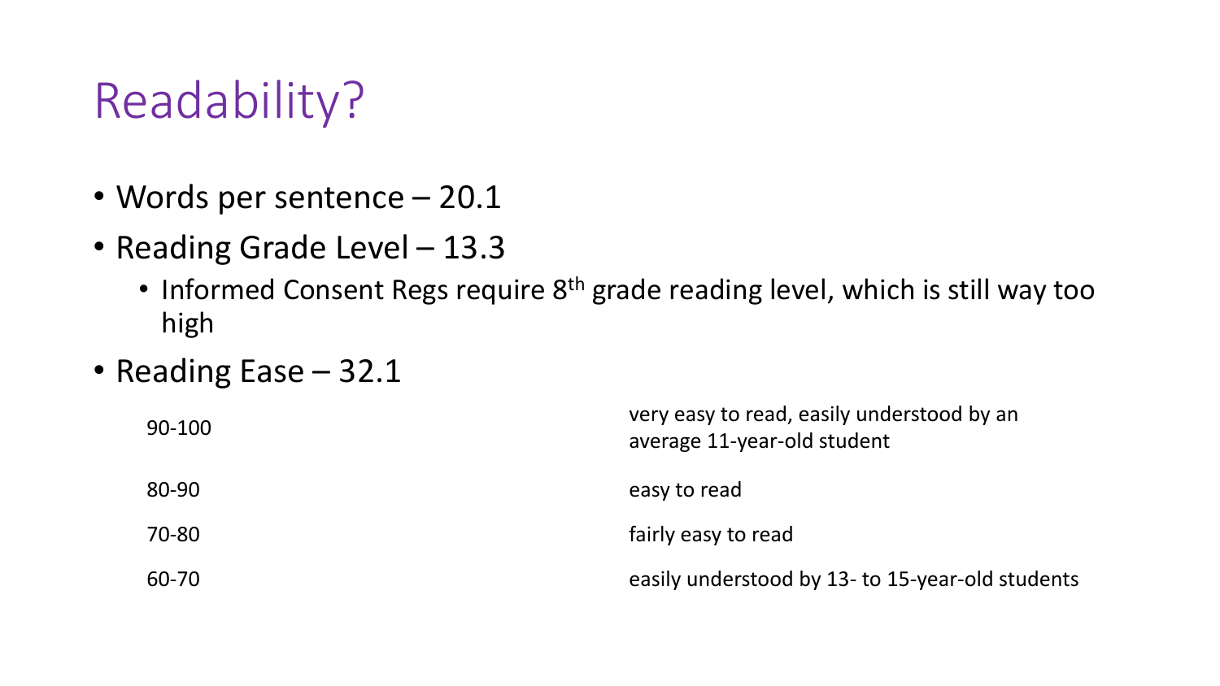# Readability?

- Words per sentence – 20.1
- Reading Grade Level – 13.3
  - Informed Consent Regs require 8th grade reading level, which is still way too high
- Reading Ease – 32.1

| | |
|---|---|
| 90-100 | very easy to read, easily understood by an average 11-year-old student |
| 80-90 | easy to read |
| 70-80 | fairly easy to read |
| 60-70 | easily understood by 13- to 15-year-old students |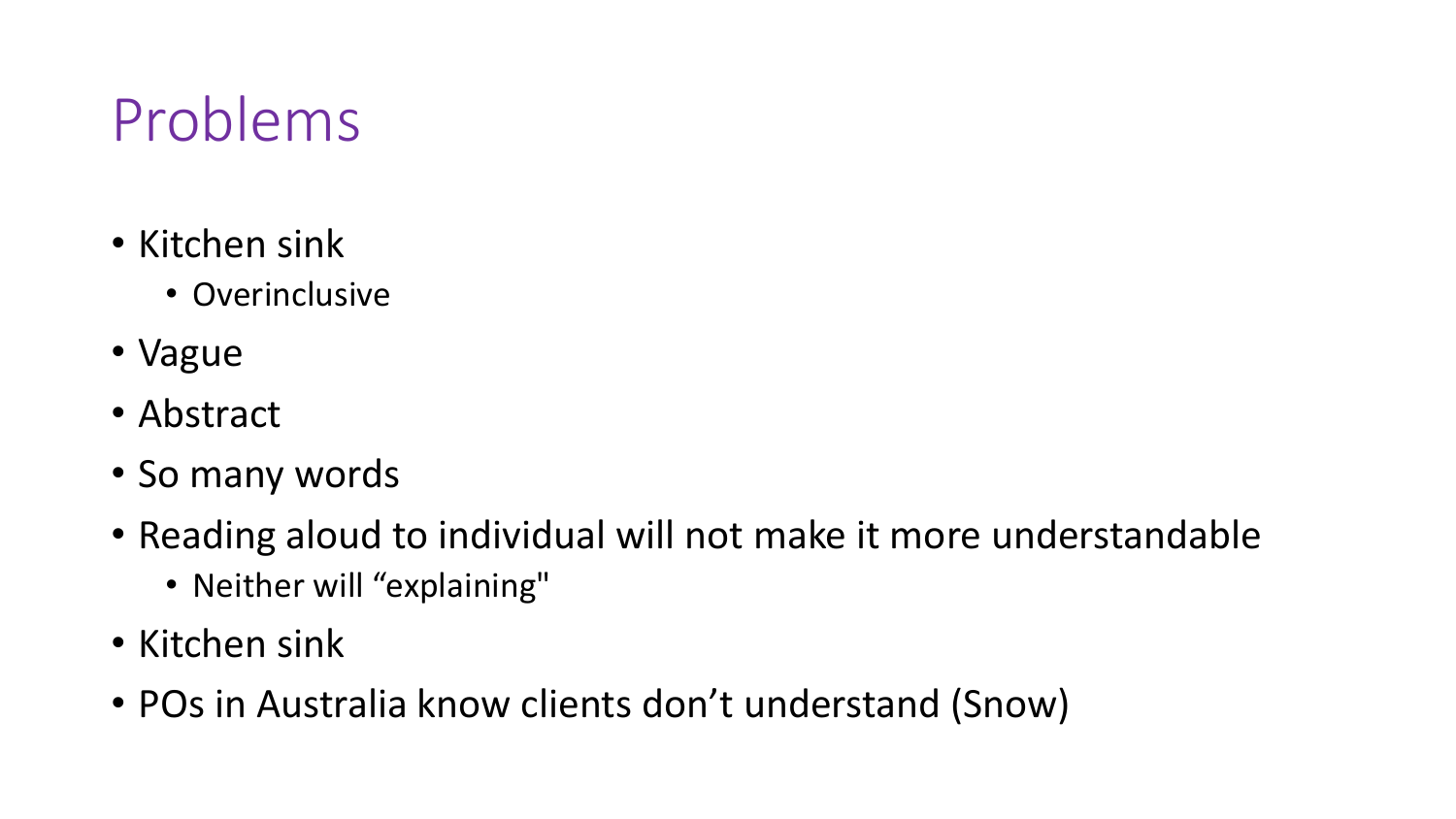# Problems

- Kitchen sink
  - Overinclusive
- Vague
- Abstract
- So many words
- Reading aloud to individual will not make it more understandable
  - Neither will “explaining"
- Kitchen sink
- POs in Australia know clients don’t understand (Snow)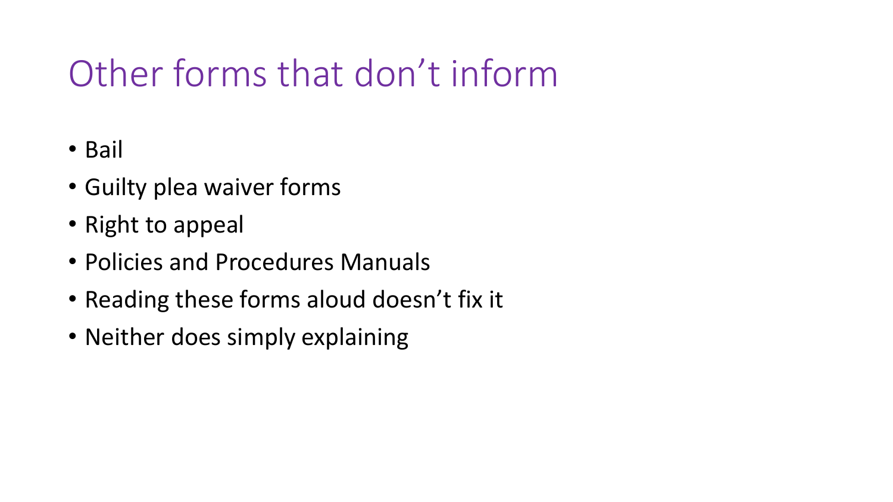# Other forms that don’t inform

- Bail
- Guilty plea waiver forms
- Right to appeal
- Policies and Procedures Manuals
- Reading these forms aloud doesn’t fix it
- Neither does simply explaining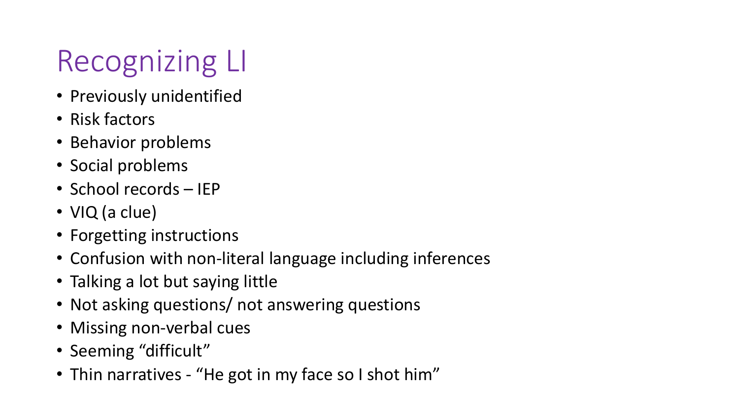# Recognizing LI

- Previously unidentified
- Risk factors
- Behavior problems
- Social problems
- School records – IEP
- VIQ (a clue)
- Forgetting instructions
- Confusion with non-literal language including inferences
- Talking a lot but saying little
- Not asking questions/ not answering questions
- Missing non-verbal cues
- Seeming "difficult"
- Thin narratives - "He got in my face so I shot him"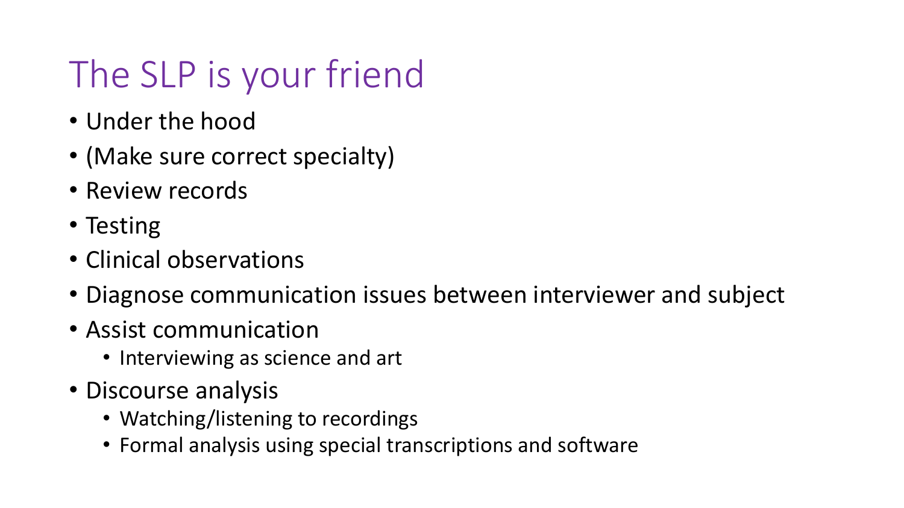# The SLP is your friend

- Under the hood
- (Make sure correct specialty)
- Review records
- Testing
- Clinical observations
- Diagnose communication issues between interviewer and subject
- Assist communication
  - Interviewing as science and art
- Discourse analysis
  - Watching/listening to recordings
  - Formal analysis using special transcriptions and software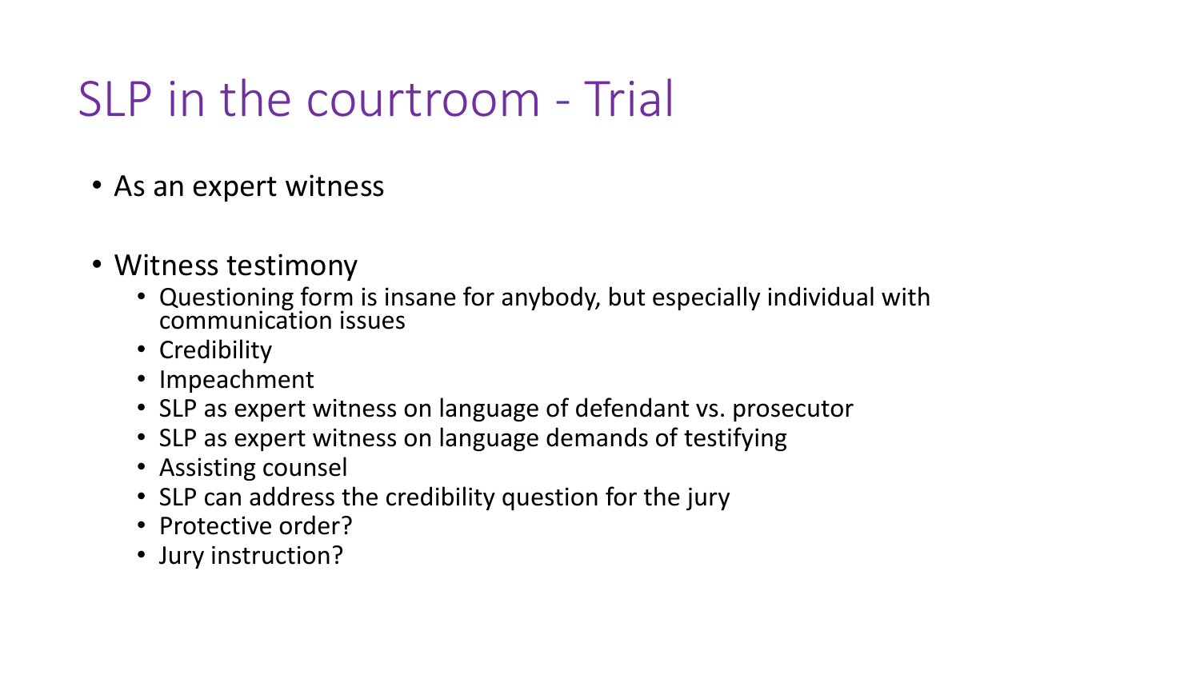# SLP in the courtroom - Trial

- As an expert witness
- Witness testimony
  - Questioning form is insane for anybody, but especially individual with communication issues
  - Credibility
  - Impeachment
  - SLP as expert witness on language of defendant vs. prosecutor
  - SLP as expert witness on language demands of testifying
  - Assisting counsel
  - SLP can address the credibility question for the jury
  - Protective order?
  - Jury instruction?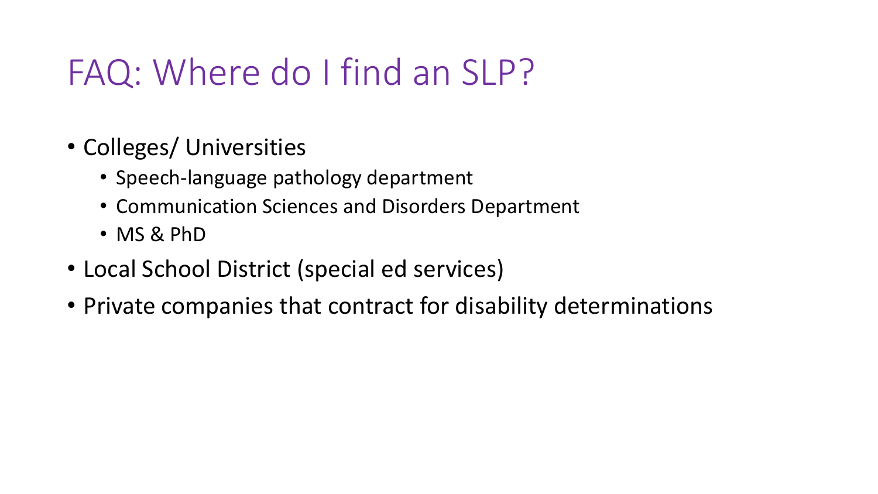# FAQ: Where do I find an SLP?

- Colleges/ Universities
  - Speech-language pathology department
  - Communication Sciences and Disorders Department
  - MS & PhD
- Local School District (special ed services)
- Private companies that contract for disability determinations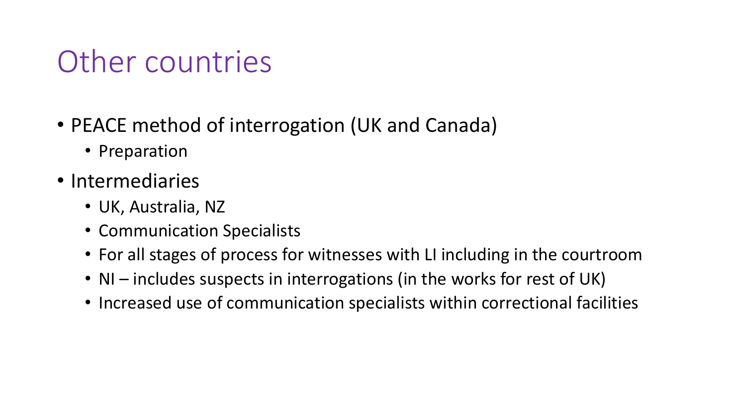# Other countries

- PEACE method of interrogation (UK and Canada)
  - Preparation
- Intermediaries
  - UK, Australia, NZ
  - Communication Specialists
  - For all stages of process for witnesses with LI including in the courtroom
  - NI – includes suspects in interrogations (in the works for rest of UK)
  - Increased use of communication specialists within correctional facilities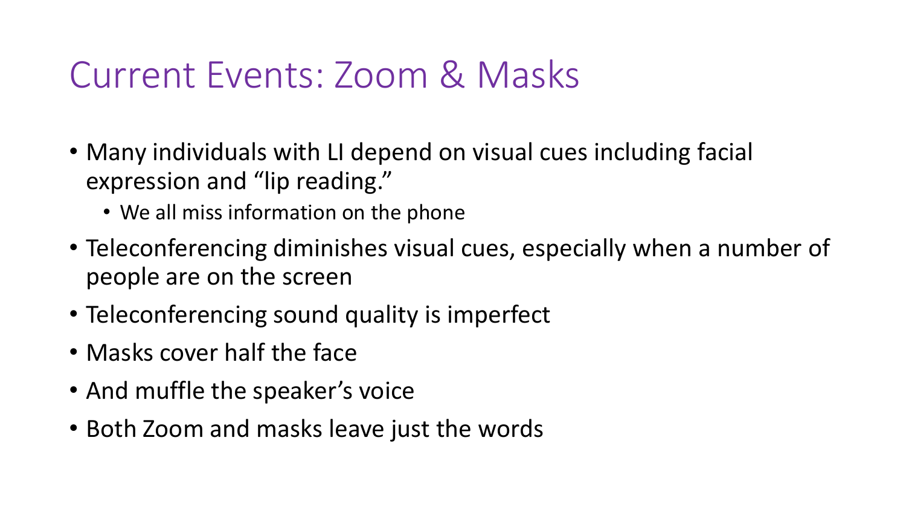# Current Events: Zoom & Masks

- Many individuals with LI depend on visual cues including facial expression and “lip reading.”
  - We all miss information on the phone
- Teleconferencing diminishes visual cues, especially when a number of people are on the screen
- Teleconferencing sound quality is imperfect
- Masks cover half the face
- And muffle the speaker’s voice
- Both Zoom and masks leave just the words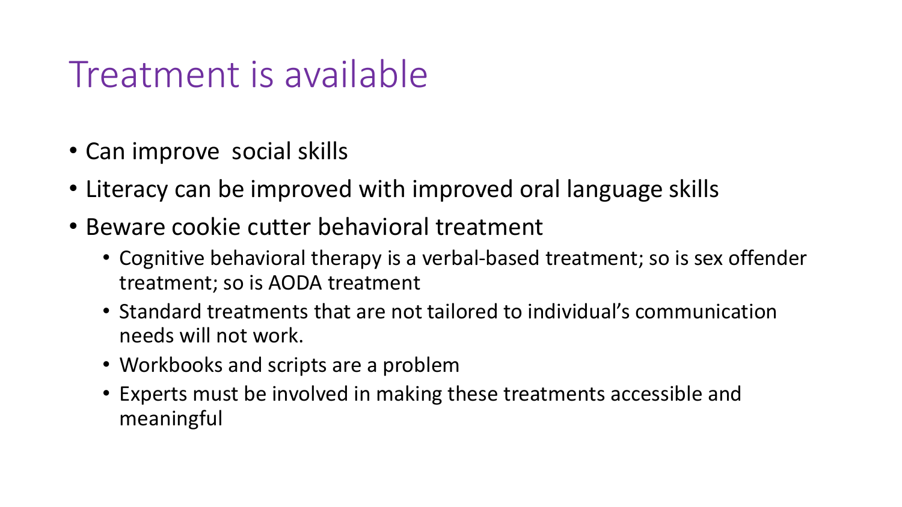# Treatment is available

- Can improve  social skills
- Literacy can be improved with improved oral language skills
- Beware cookie cutter behavioral treatment
  - Cognitive behavioral therapy is a verbal-based treatment; so is sex offender treatment; so is AODA treatment
  - Standard treatments that are not tailored to individual's communication needs will not work.
  - Workbooks and scripts are a problem
  - Experts must be involved in making these treatments accessible and meaningful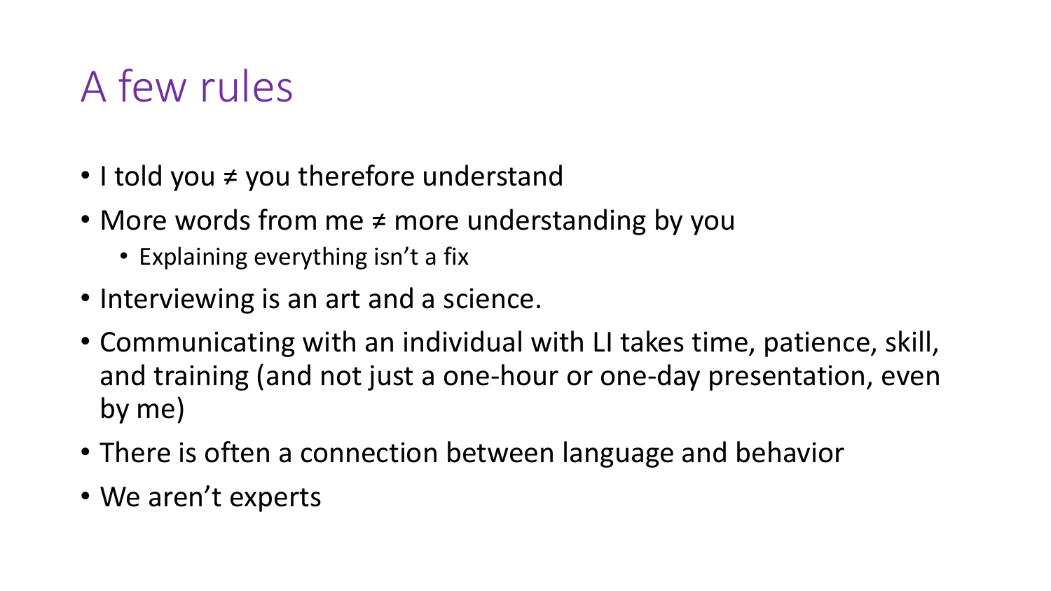# A few rules

- I told you ≠ you therefore understand
- More words from me ≠ more understanding by you
  - Explaining everything isn't a fix
- Interviewing is an art and a science.
- Communicating with an individual with LI takes time, patience, skill, and training (and not just a one-hour or one-day presentation, even by me)
- There is often a connection between language and behavior
- We aren't experts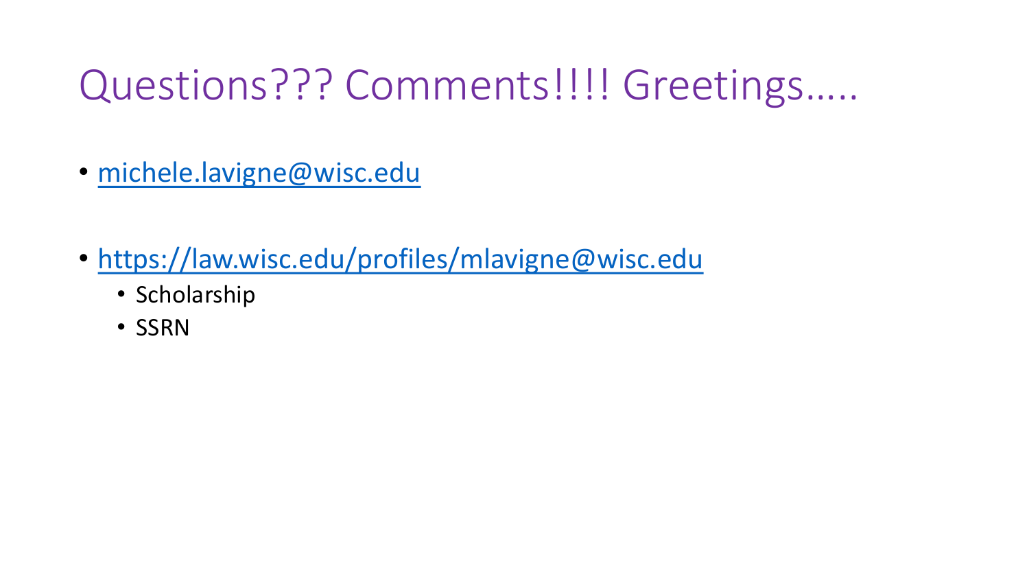# Questions??? Comments!!!! Greetings…..

- michele.lavigne@wisc.edu

- https://law.wisc.edu/profiles/mlavigne@wisc.edu
  - Scholarship
  - SSRN